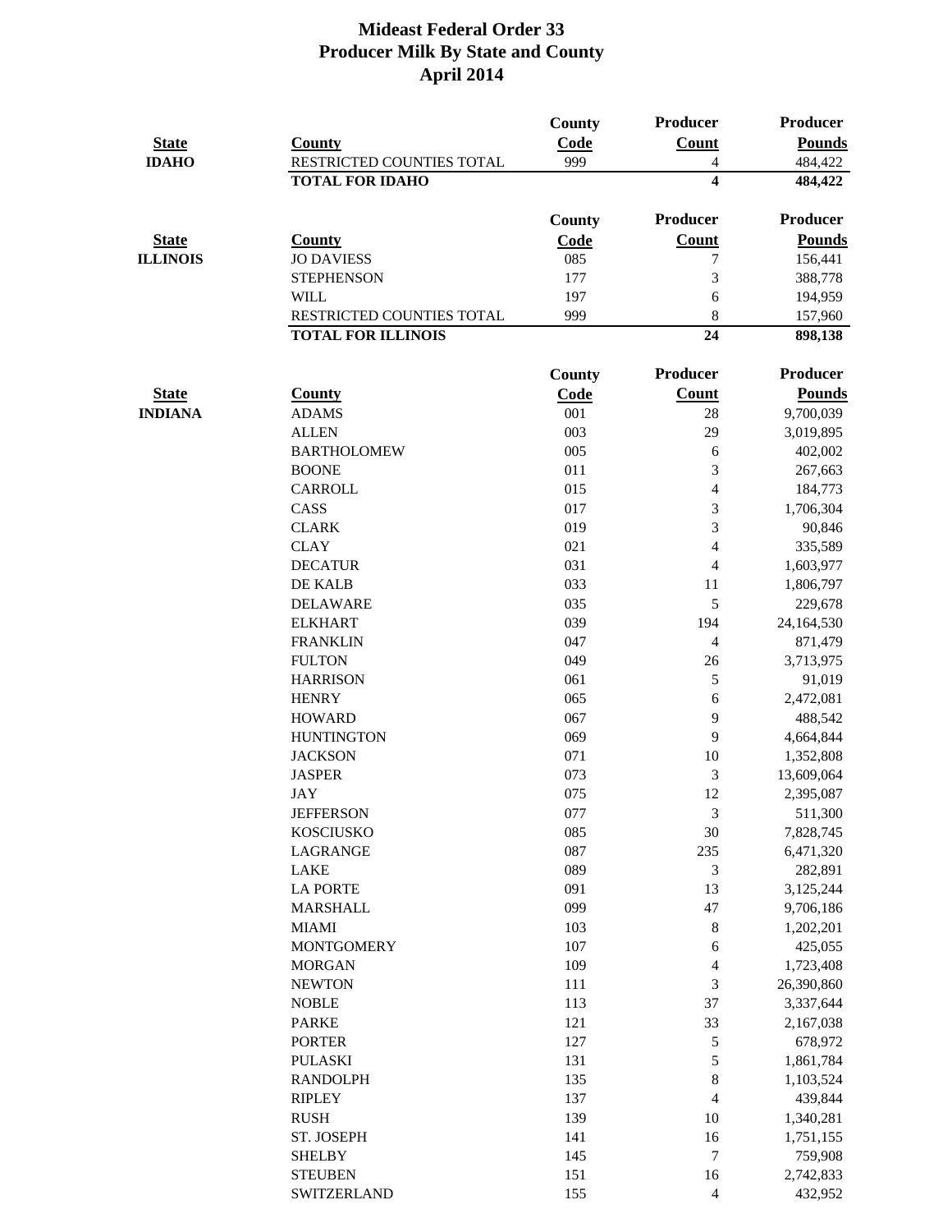# Mideast Federal Order 33
## Producer Milk By State and County
### April 2014

| State | County | County Code | Producer Count | Producer Pounds |
|---|---|---|---|---|
| **IDAHO** | RESTRICTED COUNTIES TOTAL | 999 | 4 | 484,422 |
| | **TOTAL FOR IDAHO** | | **4** | **484,422** |

| State | County | County Code | Producer Count | Producer Pounds |
|---|---|---|---|---|
| **ILLINOIS** | JO DAVIESS | 085 | 7 | 156,441 |
| | STEPHENSON | 177 | 3 | 388,778 |
| | WILL | 197 | 6 | 194,959 |
| | RESTRICTED COUNTIES TOTAL | 999 | 8 | 157,960 |
| | **TOTAL FOR ILLINOIS** | | **24** | **898,138** |

| State | County | County Code | Producer Count | Producer Pounds |
|---|---|---|---|---|
| **INDIANA** | ADAMS | 001 | 28 | 9,700,039 |
| | ALLEN | 003 | 29 | 3,019,895 |
| | BARTHOLOMEW | 005 | 6 | 402,002 |
| | BOONE | 011 | 3 | 267,663 |
| | CARROLL | 015 | 4 | 184,773 |
| | CASS | 017 | 3 | 1,706,304 |
| | CLARK | 019 | 3 | 90,846 |
| | CLAY | 021 | 4 | 335,589 |
| | DECATUR | 031 | 4 | 1,603,977 |
| | DE KALB | 033 | 11 | 1,806,797 |
| | DELAWARE | 035 | 5 | 229,678 |
| | ELKHART | 039 | 194 | 24,164,530 |
| | FRANKLIN | 047 | 4 | 871,479 |
| | FULTON | 049 | 26 | 3,713,975 |
| | HARRISON | 061 | 5 | 91,019 |
| | HENRY | 065 | 6 | 2,472,081 |
| | HOWARD | 067 | 9 | 488,542 |
| | HUNTINGTON | 069 | 9 | 4,664,844 |
| | JACKSON | 071 | 10 | 1,352,808 |
| | JASPER | 073 | 3 | 13,609,064 |
| | JAY | 075 | 12 | 2,395,087 |
| | JEFFERSON | 077 | 3 | 511,300 |
| | KOSCIUSKO | 085 | 30 | 7,828,745 |
| | LAGRANGE | 087 | 235 | 6,471,320 |
| | LAKE | 089 | 3 | 282,891 |
| | LA PORTE | 091 | 13 | 3,125,244 |
| | MARSHALL | 099 | 47 | 9,706,186 |
| | MIAMI | 103 | 8 | 1,202,201 |
| | MONTGOMERY | 107 | 6 | 425,055 |
| | MORGAN | 109 | 4 | 1,723,408 |
| | NEWTON | 111 | 3 | 26,390,860 |
| | NOBLE | 113 | 37 | 3,337,644 |
| | PARKE | 121 | 33 | 2,167,038 |
| | PORTER | 127 | 5 | 678,972 |
| | PULASKI | 131 | 5 | 1,861,784 |
| | RANDOLPH | 135 | 8 | 1,103,524 |
| | RIPLEY | 137 | 4 | 439,844 |
| | RUSH | 139 | 10 | 1,340,281 |
| | ST. JOSEPH | 141 | 16 | 1,751,155 |
| | SHELBY | 145 | 7 | 759,908 |
| | STEUBEN | 151 | 16 | 2,742,833 |
| | SWITZERLAND | 155 | 4 | 432,952 |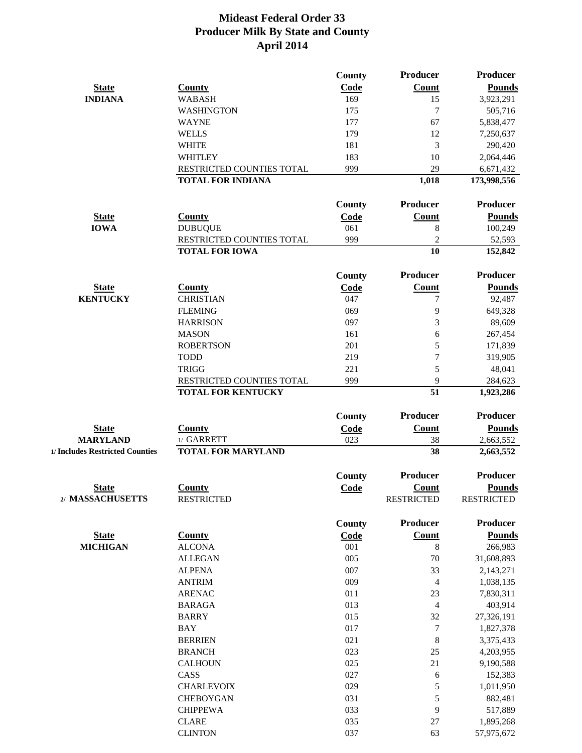# Mideast Federal Order 33
## Producer Milk By State and County
## April 2014

| State | County | County Code | Producer Count | Producer Pounds |
|---|---|---|---|---|
| INDIANA | WABASH | 169 | 15 | 3,923,291 |
| | WASHINGTON | 175 | 7 | 505,716 |
| | WAYNE | 177 | 67 | 5,838,477 |
| | WELLS | 179 | 12 | 7,250,637 |
| | WHITE | 181 | 3 | 290,420 |
| | WHITLEY | 183 | 10 | 2,064,446 |
| | RESTRICTED COUNTIES TOTAL | 999 | 29 | 6,671,432 |
| | **TOTAL FOR INDIANA** | | **1,018** | **173,998,556** |

| State | County | County Code | Producer Count | Producer Pounds |
|---|---|---|---|---|
| IOWA | DUBUQUE | 061 | 8 | 100,249 |
| | RESTRICTED COUNTIES TOTAL | 999 | 2 | 52,593 |
| | **TOTAL FOR IOWA** | | **10** | **152,842** |

| State | County | County Code | Producer Count | Producer Pounds |
|---|---|---|---|---|
| KENTUCKY | CHRISTIAN | 047 | 7 | 92,487 |
| | FLEMING | 069 | 9 | 649,328 |
| | HARRISON | 097 | 3 | 89,609 |
| | MASON | 161 | 6 | 267,454 |
| | ROBERTSON | 201 | 5 | 171,839 |
| | TODD | 219 | 7 | 319,905 |
| | TRIGG | 221 | 5 | 48,041 |
| | RESTRICTED COUNTIES TOTAL | 999 | 9 | 284,623 |
| | **TOTAL FOR KENTUCKY** | | **51** | **1,923,286** |

| State | County | County Code | Producer Count | Producer Pounds |
|---|---|---|---|---|
| MARYLAND | 1/ GARRETT | 023 | 38 | 2,663,552 |
| 1/ Includes Restricted Counties | **TOTAL FOR MARYLAND** | | **38** | **2,663,552** |

| State | County | County Code | Producer Count | Producer Pounds |
|---|---|---|---|---|
| 2/ MASSACHUSETTS | RESTRICTED | | RESTRICTED | RESTRICTED |

| State | County | County Code | Producer Count | Producer Pounds |
|---|---|---|---|---|
| MICHIGAN | ALCONA | 001 | 8 | 266,983 |
| | ALLEGAN | 005 | 70 | 31,608,893 |
| | ALPENA | 007 | 33 | 2,143,271 |
| | ANTRIM | 009 | 4 | 1,038,135 |
| | ARENAC | 011 | 23 | 7,830,311 |
| | BARAGA | 013 | 4 | 403,914 |
| | BARRY | 015 | 32 | 27,326,191 |
| | BAY | 017 | 7 | 1,827,378 |
| | BERRIEN | 021 | 8 | 3,375,433 |
| | BRANCH | 023 | 25 | 4,203,955 |
| | CALHOUN | 025 | 21 | 9,190,588 |
| | CASS | 027 | 6 | 152,383 |
| | CHARLEVOIX | 029 | 5 | 1,011,950 |
| | CHEBOYGAN | 031 | 5 | 882,481 |
| | CHIPPEWA | 033 | 9 | 517,889 |
| | CLARE | 035 | 27 | 1,895,268 |
| | CLINTON | 037 | 63 | 57,975,672 |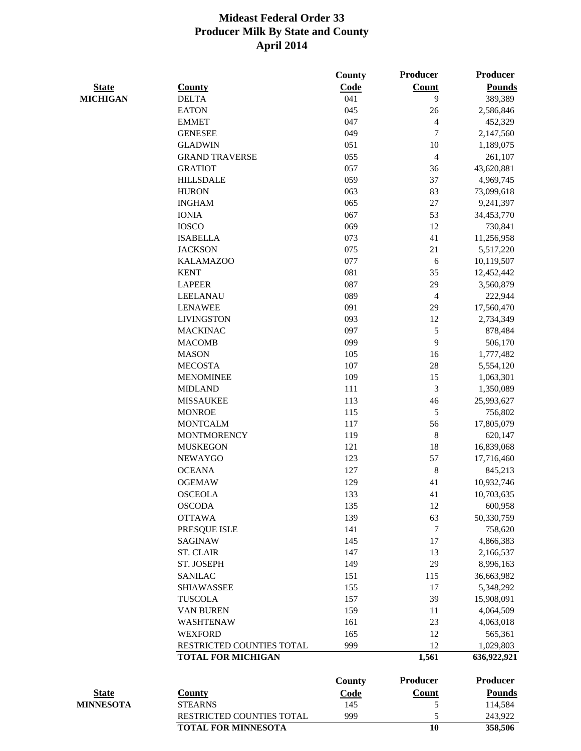# Mideast Federal Order 33
## Producer Milk By State and County
## April 2014

| State | County | County Code | Producer Count | Producer Pounds |
|---|---|---|---|---|
| MICHIGAN | DELTA | 041 | 9 | 389,389 |
| | EATON | 045 | 26 | 2,586,846 |
| | EMMET | 047 | 4 | 452,329 |
| | GENESEE | 049 | 7 | 2,147,560 |
| | GLADWIN | 051 | 10 | 1,189,075 |
| | GRAND TRAVERSE | 055 | 4 | 261,107 |
| | GRATIOT | 057 | 36 | 43,620,881 |
| | HILLSDALE | 059 | 37 | 4,969,745 |
| | HURON | 063 | 83 | 73,099,618 |
| | INGHAM | 065 | 27 | 9,241,397 |
| | IONIA | 067 | 53 | 34,453,770 |
| | IOSCO | 069 | 12 | 730,841 |
| | ISABELLA | 073 | 41 | 11,256,958 |
| | JACKSON | 075 | 21 | 5,517,220 |
| | KALAMAZOO | 077 | 6 | 10,119,507 |
| | KENT | 081 | 35 | 12,452,442 |
| | LAPEER | 087 | 29 | 3,560,879 |
| | LEELANAU | 089 | 4 | 222,944 |
| | LENAWEE | 091 | 29 | 17,560,470 |
| | LIVINGSTON | 093 | 12 | 2,734,349 |
| | MACKINAC | 097 | 5 | 878,484 |
| | MACOMB | 099 | 9 | 506,170 |
| | MASON | 105 | 16 | 1,777,482 |
| | MECOSTA | 107 | 28 | 5,554,120 |
| | MENOMINEE | 109 | 15 | 1,063,301 |
| | MIDLAND | 111 | 3 | 1,350,089 |
| | MISSAUKEE | 113 | 46 | 25,993,627 |
| | MONROE | 115 | 5 | 756,802 |
| | MONTCALM | 117 | 56 | 17,805,079 |
| | MONTMORENCY | 119 | 8 | 620,147 |
| | MUSKEGON | 121 | 18 | 16,839,068 |
| | NEWAYGO | 123 | 57 | 17,716,460 |
| | OCEANA | 127 | 8 | 845,213 |
| | OGEMAW | 129 | 41 | 10,932,746 |
| | OSCEOLA | 133 | 41 | 10,703,635 |
| | OSCODA | 135 | 12 | 600,958 |
| | OTTAWA | 139 | 63 | 50,330,759 |
| | PRESQUE ISLE | 141 | 7 | 758,620 |
| | SAGINAW | 145 | 17 | 4,866,383 |
| | ST. CLAIR | 147 | 13 | 2,166,537 |
| | ST. JOSEPH | 149 | 29 | 8,996,163 |
| | SANILAC | 151 | 115 | 36,663,982 |
| | SHIAWASSEE | 155 | 17 | 5,348,292 |
| | TUSCOLA | 157 | 39 | 15,908,091 |
| | VAN BUREN | 159 | 11 | 4,064,509 |
| | WASHTENAW | 161 | 23 | 4,063,018 |
| | WEXFORD | 165 | 12 | 565,361 |
| | RESTRICTED COUNTIES TOTAL | 999 | 12 | 1,029,803 |
| | **TOTAL FOR MICHIGAN** | | **1,561** | **636,922,921** |

| State | County | County Code | Producer Count | Producer Pounds |
|---|---|---|---|---|
| MINNESOTA | STEARNS | 145 | 5 | 114,584 |
| | RESTRICTED COUNTIES TOTAL | 999 | 5 | 243,922 |
| | **TOTAL FOR MINNESOTA** | | **10** | **358,506** |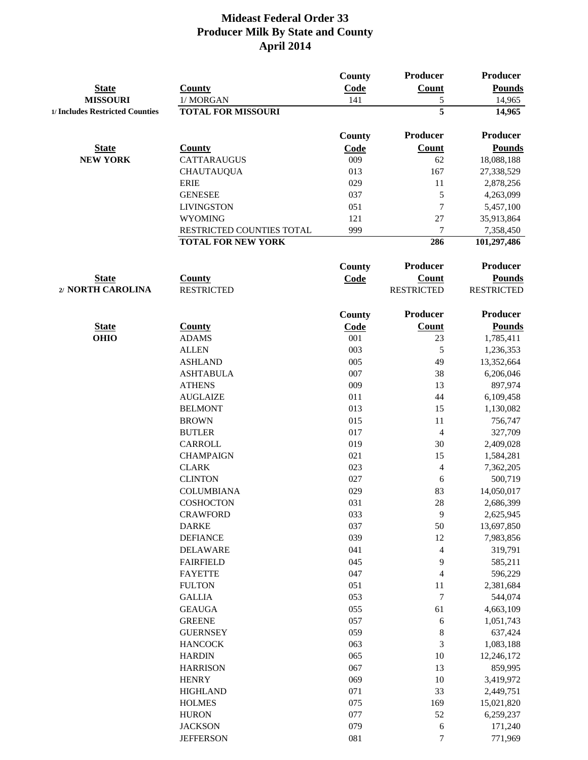# Mideast Federal Order 33
## Producer Milk By State and County
## April 2014

| State | County | County Code | Producer Count | Producer Pounds |
|---|---|---|---|---|
| **MISSOURI** | 1/ MORGAN | 141 | 5 | 14,965 |
| 1/ Includes Restricted Counties | **TOTAL FOR MISSOURI** | | **5** | **14,965** |

| State | County | County Code | Producer Count | Producer Pounds |
|---|---|---|---|---|
| **NEW YORK** | CATTARAUGUS | 009 | 62 | 18,088,188 |
| | CHAUTAUQUA | 013 | 167 | 27,338,529 |
| | ERIE | 029 | 11 | 2,878,256 |
| | GENESEE | 037 | 5 | 4,263,099 |
| | LIVINGSTON | 051 | 7 | 5,457,100 |
| | WYOMING | 121 | 27 | 35,913,864 |
| | RESTRICTED COUNTIES TOTAL | 999 | 7 | 7,358,450 |
| | **TOTAL FOR NEW YORK** | | **286** | **101,297,486** |

| State | County | County Code | Producer Count | Producer Pounds |
|---|---|---|---|---|
| 2/ **NORTH CAROLINA** | RESTRICTED | | RESTRICTED | RESTRICTED |

| State | County | County Code | Producer Count | Producer Pounds |
|---|---|---|---|---|
| **OHIO** | ADAMS | 001 | 23 | 1,785,411 |
| | ALLEN | 003 | 5 | 1,236,353 |
| | ASHLAND | 005 | 49 | 13,352,664 |
| | ASHTABULA | 007 | 38 | 6,206,046 |
| | ATHENS | 009 | 13 | 897,974 |
| | AUGLAIZE | 011 | 44 | 6,109,458 |
| | BELMONT | 013 | 15 | 1,130,082 |
| | BROWN | 015 | 11 | 756,747 |
| | BUTLER | 017 | 4 | 327,709 |
| | CARROLL | 019 | 30 | 2,409,028 |
| | CHAMPAIGN | 021 | 15 | 1,584,281 |
| | CLARK | 023 | 4 | 7,362,205 |
| | CLINTON | 027 | 6 | 500,719 |
| | COLUMBIANA | 029 | 83 | 14,050,017 |
| | COSHOCTON | 031 | 28 | 2,686,399 |
| | CRAWFORD | 033 | 9 | 2,625,945 |
| | DARKE | 037 | 50 | 13,697,850 |
| | DEFIANCE | 039 | 12 | 7,983,856 |
| | DELAWARE | 041 | 4 | 319,791 |
| | FAIRFIELD | 045 | 9 | 585,211 |
| | FAYETTE | 047 | 4 | 596,229 |
| | FULTON | 051 | 11 | 2,381,684 |
| | GALLIA | 053 | 7 | 544,074 |
| | GEAUGA | 055 | 61 | 4,663,109 |
| | GREENE | 057 | 6 | 1,051,743 |
| | GUERNSEY | 059 | 8 | 637,424 |
| | HANCOCK | 063 | 3 | 1,083,188 |
| | HARDIN | 065 | 10 | 12,246,172 |
| | HARRISON | 067 | 13 | 859,995 |
| | HENRY | 069 | 10 | 3,419,972 |
| | HIGHLAND | 071 | 33 | 2,449,751 |
| | HOLMES | 075 | 169 | 15,021,820 |
| | HURON | 077 | 52 | 6,259,237 |
| | JACKSON | 079 | 6 | 171,240 |
| | JEFFERSON | 081 | 7 | 771,969 |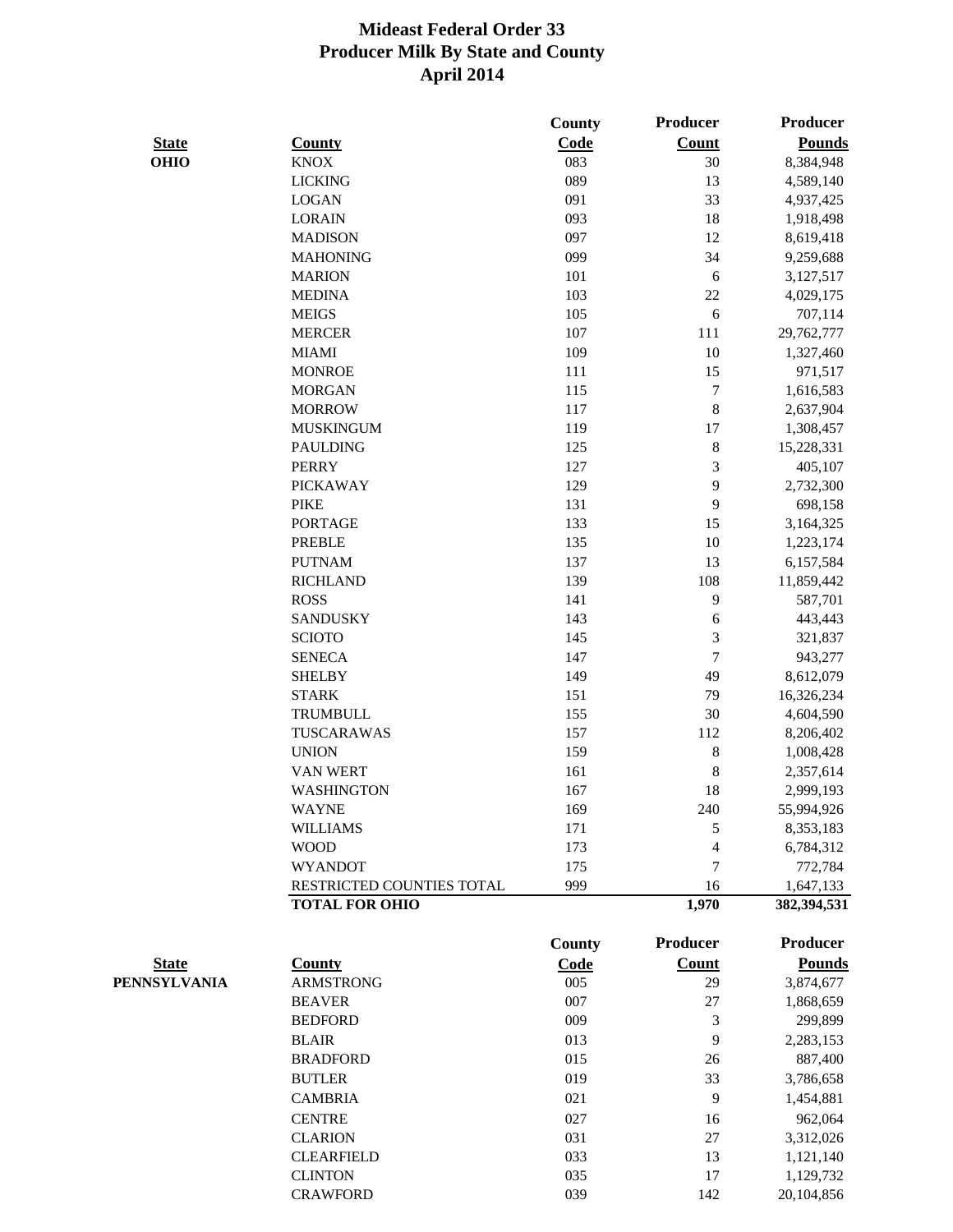# Mideast Federal Order 33
## Producer Milk By State and County
### April 2014

| State | County | County Code | Producer Count | Producer Pounds |
|---|---|---|---|---|
| **OHIO** | KNOX | 083 | 30 | 8,384,948 |
| | LICKING | 089 | 13 | 4,589,140 |
| | LOGAN | 091 | 33 | 4,937,425 |
| | LORAIN | 093 | 18 | 1,918,498 |
| | MADISON | 097 | 12 | 8,619,418 |
| | MAHONING | 099 | 34 | 9,259,688 |
| | MARION | 101 | 6 | 3,127,517 |
| | MEDINA | 103 | 22 | 4,029,175 |
| | MEIGS | 105 | 6 | 707,114 |
| | MERCER | 107 | 111 | 29,762,777 |
| | MIAMI | 109 | 10 | 1,327,460 |
| | MONROE | 111 | 15 | 971,517 |
| | MORGAN | 115 | 7 | 1,616,583 |
| | MORROW | 117 | 8 | 2,637,904 |
| | MUSKINGUM | 119 | 17 | 1,308,457 |
| | PAULDING | 125 | 8 | 15,228,331 |
| | PERRY | 127 | 3 | 405,107 |
| | PICKAWAY | 129 | 9 | 2,732,300 |
| | PIKE | 131 | 9 | 698,158 |
| | PORTAGE | 133 | 15 | 3,164,325 |
| | PREBLE | 135 | 10 | 1,223,174 |
| | PUTNAM | 137 | 13 | 6,157,584 |
| | RICHLAND | 139 | 108 | 11,859,442 |
| | ROSS | 141 | 9 | 587,701 |
| | SANDUSKY | 143 | 6 | 443,443 |
| | SCIOTO | 145 | 3 | 321,837 |
| | SENECA | 147 | 7 | 943,277 |
| | SHELBY | 149 | 49 | 8,612,079 |
| | STARK | 151 | 79 | 16,326,234 |
| | TRUMBULL | 155 | 30 | 4,604,590 |
| | TUSCARAWAS | 157 | 112 | 8,206,402 |
| | UNION | 159 | 8 | 1,008,428 |
| | VAN WERT | 161 | 8 | 2,357,614 |
| | WASHINGTON | 167 | 18 | 2,999,193 |
| | WAYNE | 169 | 240 | 55,994,926 |
| | WILLIAMS | 171 | 5 | 8,353,183 |
| | WOOD | 173 | 4 | 6,784,312 |
| | WYANDOT | 175 | 7 | 772,784 |
| | RESTRICTED COUNTIES TOTAL | 999 | 16 | 1,647,133 |
| | **TOTAL FOR OHIO** | | **1,970** | **382,394,531** |

| State | County | County Code | Producer Count | Producer Pounds |
|---|---|---|---|---|
| **PENNSYLVANIA** | ARMSTRONG | 005 | 29 | 3,874,677 |
| | BEAVER | 007 | 27 | 1,868,659 |
| | BEDFORD | 009 | 3 | 299,899 |
| | BLAIR | 013 | 9 | 2,283,153 |
| | BRADFORD | 015 | 26 | 887,400 |
| | BUTLER | 019 | 33 | 3,786,658 |
| | CAMBRIA | 021 | 9 | 1,454,881 |
| | CENTRE | 027 | 16 | 962,064 |
| | CLARION | 031 | 27 | 3,312,026 |
| | CLEARFIELD | 033 | 13 | 1,121,140 |
| | CLINTON | 035 | 17 | 1,129,732 |
| | CRAWFORD | 039 | 142 | 20,104,856 |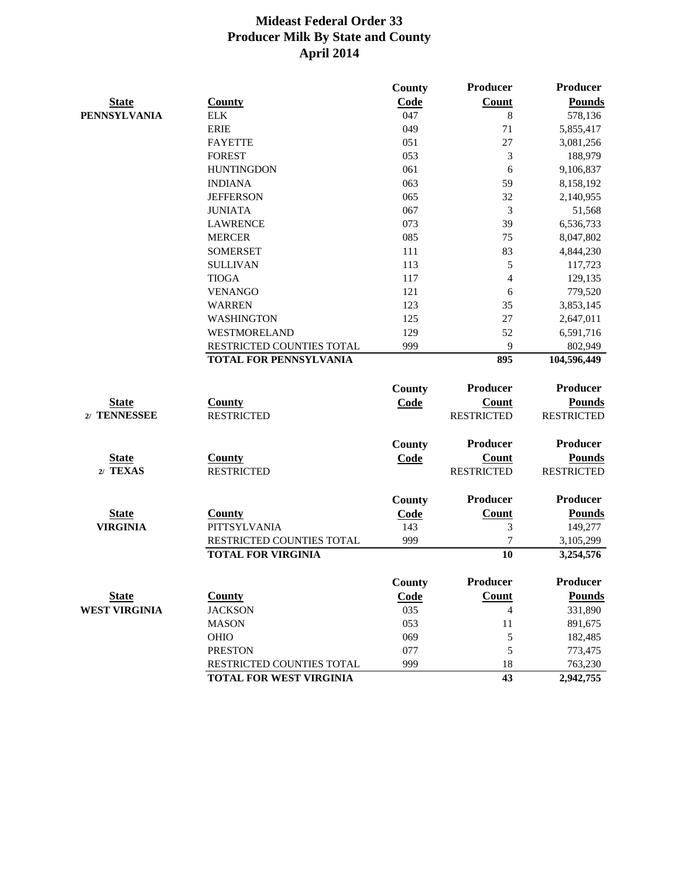# Mideast Federal Order 33
## Producer Milk By State and County
## April 2014

| State | County | County Code | Producer Count | Producer Pounds |
|---|---|---|---|---|
| PENNSYLVANIA | ELK | 047 | 8 | 578,136 |
| | ERIE | 049 | 71 | 5,855,417 |
| | FAYETTE | 051 | 27 | 3,081,256 |
| | FOREST | 053 | 3 | 188,979 |
| | HUNTINGDON | 061 | 6 | 9,106,837 |
| | INDIANA | 063 | 59 | 8,158,192 |
| | JEFFERSON | 065 | 32 | 2,140,955 |
| | JUNIATA | 067 | 3 | 51,568 |
| | LAWRENCE | 073 | 39 | 6,536,733 |
| | MERCER | 085 | 75 | 8,047,802 |
| | SOMERSET | 111 | 83 | 4,844,230 |
| | SULLIVAN | 113 | 5 | 117,723 |
| | TIOGA | 117 | 4 | 129,135 |
| | VENANGO | 121 | 6 | 779,520 |
| | WARREN | 123 | 35 | 3,853,145 |
| | WASHINGTON | 125 | 27 | 2,647,011 |
| | WESTMORELAND | 129 | 52 | 6,591,716 |
| | RESTRICTED COUNTIES TOTAL | 999 | 9 | 802,949 |
| | **TOTAL FOR PENNSYLVANIA** | | **895** | **104,596,449** |

| State | County | County Code | Producer Count | Producer Pounds |
|---|---|---|---|---|
| 2/ TENNESSEE | RESTRICTED | | RESTRICTED | RESTRICTED |

| State | County | County Code | Producer Count | Producer Pounds |
|---|---|---|---|---|
| 2/ TEXAS | RESTRICTED | | RESTRICTED | RESTRICTED |

| State | County | County Code | Producer Count | Producer Pounds |
|---|---|---|---|---|
| VIRGINIA | PITTSYLVANIA | 143 | 3 | 149,277 |
| | RESTRICTED COUNTIES TOTAL | 999 | 7 | 3,105,299 |
| | **TOTAL FOR VIRGINIA** | | **10** | **3,254,576** |

| State | County | County Code | Producer Count | Producer Pounds |
|---|---|---|---|---|
| WEST VIRGINIA | JACKSON | 035 | 4 | 331,890 |
| | MASON | 053 | 11 | 891,675 |
| | OHIO | 069 | 5 | 182,485 |
| | PRESTON | 077 | 5 | 773,475 |
| | RESTRICTED COUNTIES TOTAL | 999 | 18 | 763,230 |
| | **TOTAL FOR WEST VIRGINIA** | | **43** | **2,942,755** |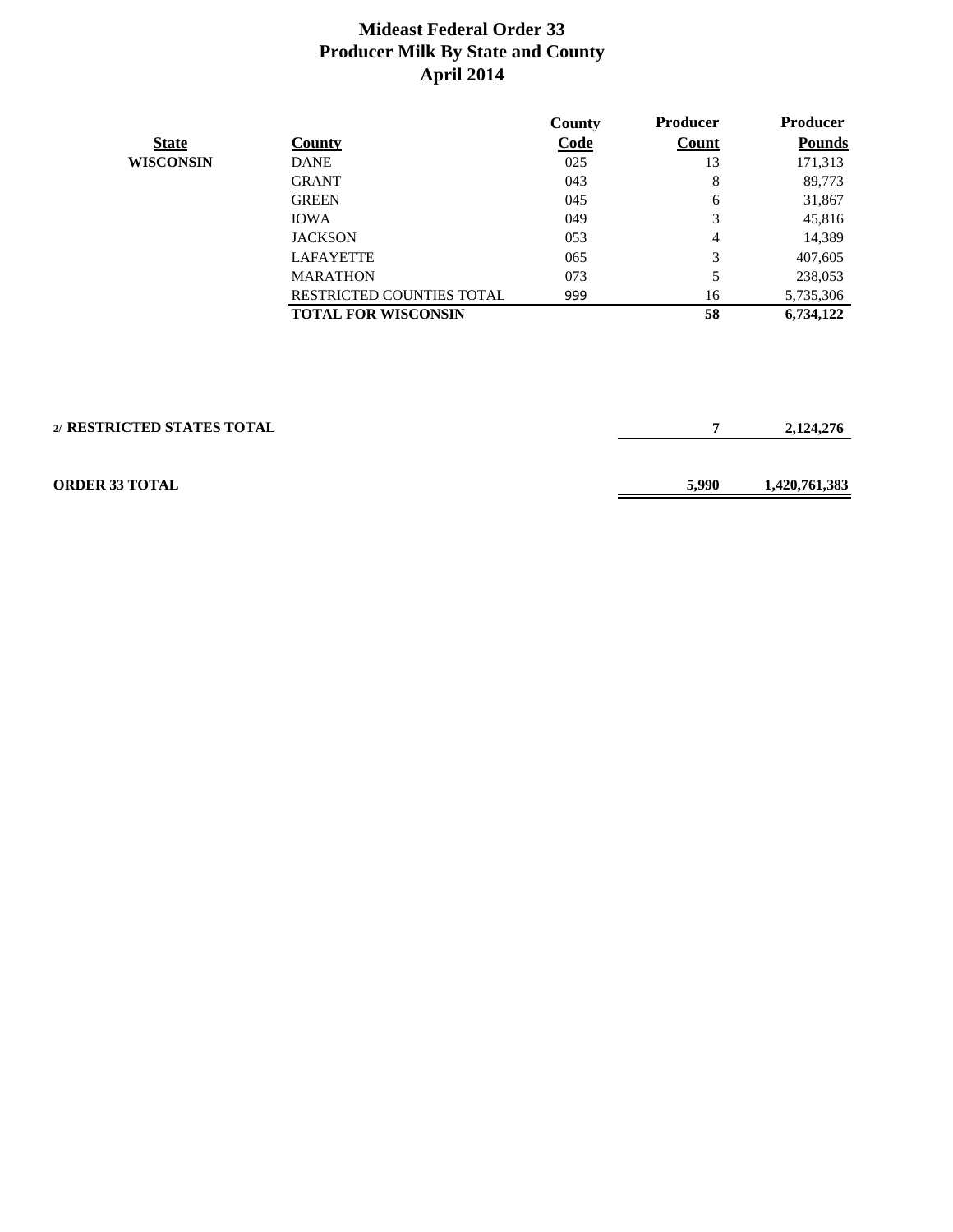# Mideast Federal Order 33
## Producer Milk By State and County
## April 2014

| State | County | County Code | Producer Count | Producer Pounds |
|---|---|---|---|---|
| WISCONSIN | DANE | 025 | 13 | 171,313 |
| | GRANT | 043 | 8 | 89,773 |
| | GREEN | 045 | 6 | 31,867 |
| | IOWA | 049 | 3 | 45,816 |
| | JACKSON | 053 | 4 | 14,389 |
| | LAFAYETTE | 065 | 3 | 407,605 |
| | MARATHON | 073 | 5 | 238,053 |
| | RESTRICTED COUNTIES TOTAL | 999 | 16 | 5,735,306 |
| | **TOTAL FOR WISCONSIN** | | **58** | **6,734,122** |
| 2/ **RESTRICTED STATES TOTAL** | | | **7** | **2,124,276** |
| **ORDER 33 TOTAL** | | | **5,990** | **1,420,761,383** |